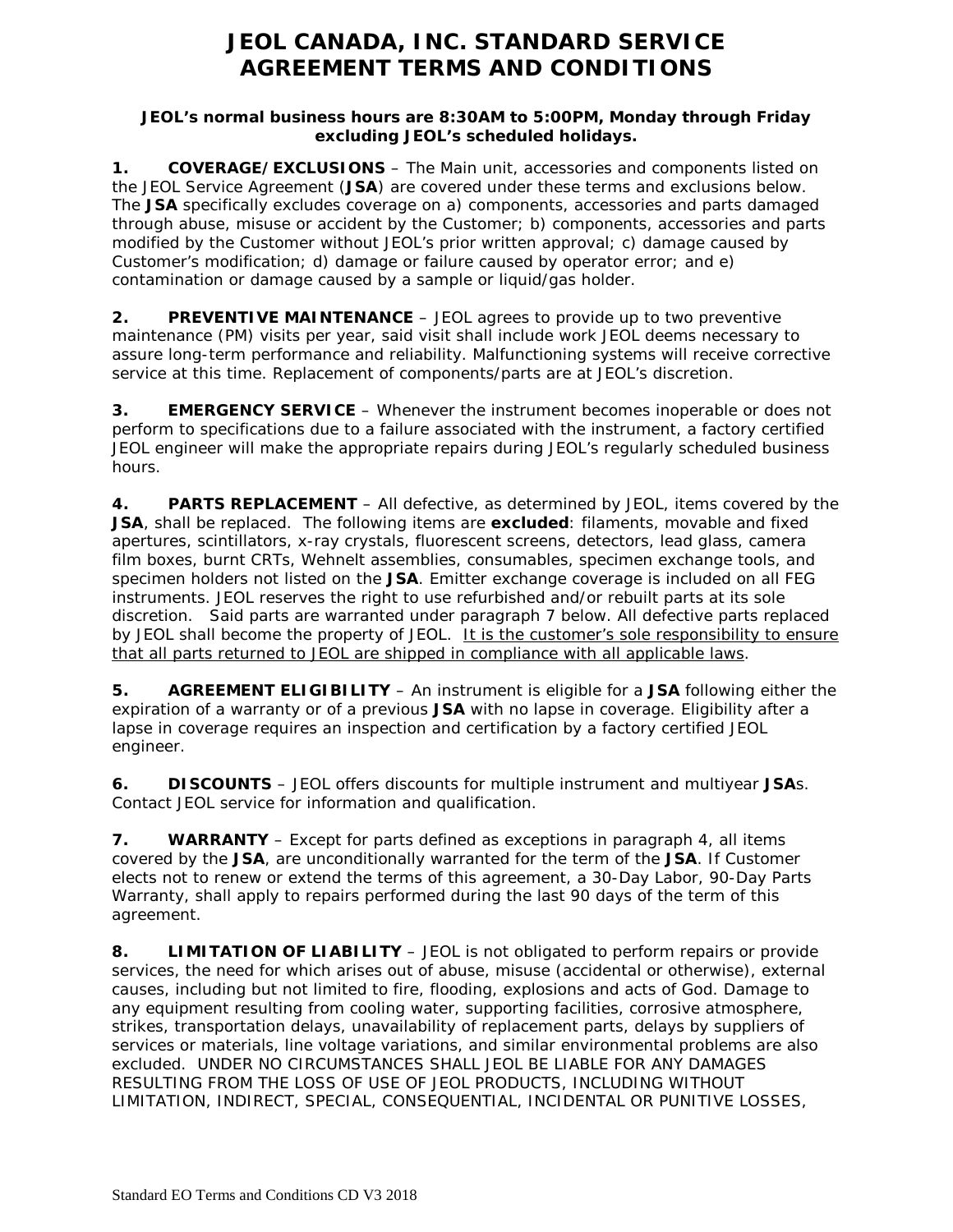# JEOL CANADA, INC. STANDARD SERVICE AGREEMENT TERMS AND CONDITIONS

**JEOL's normal business hours are 8:30AM to 5:00PM, Monday through Friday excluding JEOL's scheduled holidays.**

**1. COVERAGE/EXCLUSIONS** – The Main unit, accessories and components listed on the JEOL Service Agreement (**JSA**) are covered under these terms and exclusions below. The **JSA** specifically excludes coverage on a) components, accessories and parts damaged through abuse, misuse or accident by the Customer; b) components, accessories and parts modified by the Customer without JEOL's prior written approval; c) damage caused by Customer's modification; d) damage or failure caused by operator error; and e) contamination or damage caused by a sample or liquid/gas holder.

**2. PREVENTIVE MAINTENANCE** – JEOL agrees to provide up to two preventive maintenance (PM) visits per year, said visit shall include work JEOL deems necessary to assure long-term performance and reliability. Malfunctioning systems will receive corrective service at this time. Replacement of components/parts are at JEOL's discretion.

**3. EMERGENCY SERVICE** – Whenever the instrument becomes inoperable or does not perform to specifications due to a failure associated with the instrument, a factory certified JEOL engineer will make the appropriate repairs during JEOL's regularly scheduled business hours.

**4. PARTS REPLACEMENT** – All defective, as determined by JEOL, items covered by the **JSA**, shall be replaced. The following items are **excluded**: filaments, movable and fixed apertures, scintillators, x-ray crystals, fluorescent screens, detectors, lead glass, camera film boxes, burnt CRTs, Wehnelt assemblies, consumables, specimen exchange tools, and specimen holders not listed on the **JSA**. Emitter exchange coverage is included on all FEG instruments. JEOL reserves the right to use refurbished and/or rebuilt parts at its sole discretion. Said parts are warranted under paragraph 7 below. All defective parts replaced by JEOL shall become the property of JEOL. <u>It is the customer's sole responsibility to ensure that all parts returned to JEOL are shipped in compliance with all applicable laws</u>.

**5. AGREEMENT ELIGIBILITY** – An instrument is eligible for a **JSA** following either the expiration of a warranty or of a previous **JSA** with no lapse in coverage. Eligibility after a lapse in coverage requires an inspection and certification by a factory certified JEOL engineer.

**6. DISCOUNTS** – JEOL offers discounts for multiple instrument and multiyear **JSA**s. Contact JEOL service for information and qualification.

**7. WARRANTY** – Except for parts defined as exceptions in paragraph 4, all items covered by the **JSA**, are unconditionally warranted for the term of the **JSA**. If Customer elects not to renew or extend the terms of this agreement, a 30-Day Labor, 90-Day Parts Warranty, shall apply to repairs performed during the last 90 days of the term of this agreement.

**8. LIMITATION OF LIABILITY** – JEOL is not obligated to perform repairs or provide services, the need for which arises out of abuse, misuse (accidental or otherwise), external causes, including but not limited to fire, flooding, explosions and acts of God. Damage to any equipment resulting from cooling water, supporting facilities, corrosive atmosphere, strikes, transportation delays, unavailability of replacement parts, delays by suppliers of services or materials, line voltage variations, and similar environmental problems are also excluded. UNDER NO CIRCUMSTANCES SHALL JEOL BE LIABLE FOR ANY DAMAGES RESULTING FROM THE LOSS OF USE OF JEOL PRODUCTS, INCLUDING WITHOUT LIMITATION, INDIRECT, SPECIAL, CONSEQUENTIAL, INCIDENTAL OR PUNITIVE LOSSES,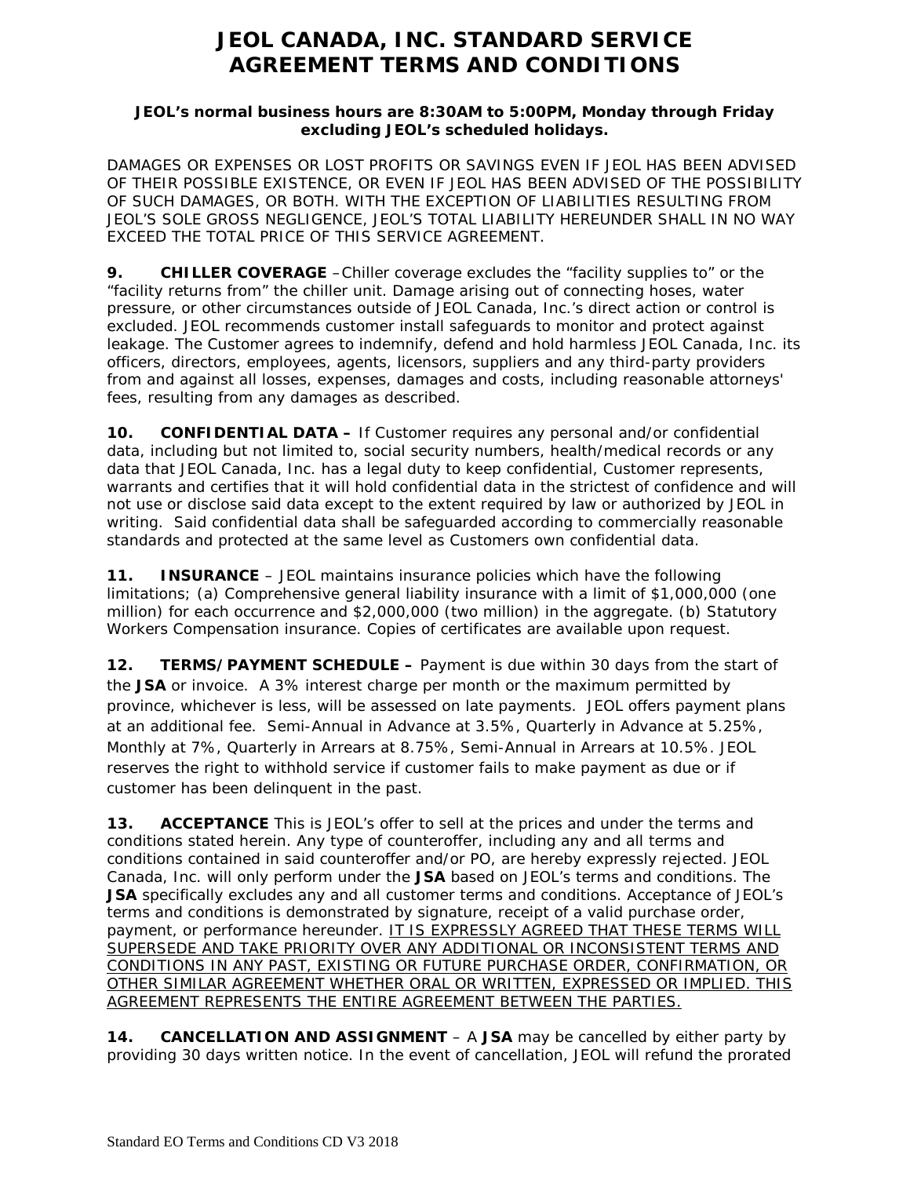# JEOL CANADA, INC. STANDARD SERVICE AGREEMENT TERMS AND CONDITIONS

**JEOL's normal business hours are 8:30AM to 5:00PM, Monday through Friday excluding JEOL's scheduled holidays.**

DAMAGES OR EXPENSES OR LOST PROFITS OR SAVINGS EVEN IF JEOL HAS BEEN ADVISED OF THEIR POSSIBLE EXISTENCE, OR EVEN IF JEOL HAS BEEN ADVISED OF THE POSSIBILITY OF SUCH DAMAGES, OR BOTH. WITH THE EXCEPTION OF LIABILITIES RESULTING FROM JEOL'S SOLE GROSS NEGLIGENCE, JEOL'S TOTAL LIABILITY HEREUNDER SHALL IN NO WAY EXCEED THE TOTAL PRICE OF THIS SERVICE AGREEMENT.

**9. CHILLER COVERAGE** –Chiller coverage excludes the "facility supplies to" or the "facility returns from" the chiller unit. Damage arising out of connecting hoses, water pressure, or other circumstances outside of JEOL Canada, Inc.'s direct action or control is excluded. JEOL recommends customer install safeguards to monitor and protect against leakage. The Customer agrees to indemnify, defend and hold harmless JEOL Canada, Inc. its officers, directors, employees, agents, licensors, suppliers and any third-party providers from and against all losses, expenses, damages and costs, including reasonable attorneys' fees, resulting from any damages as described.

**10. CONFIDENTIAL DATA –** If Customer requires any personal and/or confidential data, including but not limited to, social security numbers, health/medical records or any data that JEOL Canada, Inc. has a legal duty to keep confidential, Customer represents, warrants and certifies that it will hold confidential data in the strictest of confidence and will not use or disclose said data except to the extent required by law or authorized by JEOL in writing. Said confidential data shall be safeguarded according to commercially reasonable standards and protected at the same level as Customers own confidential data.

**11. INSURANCE** – JEOL maintains insurance policies which have the following limitations; (a) Comprehensive general liability insurance with a limit of $1,000,000 (one million) for each occurrence and $2,000,000 (two million) in the aggregate. (b) Statutory Workers Compensation insurance. Copies of certificates are available upon request.

**12. TERMS/PAYMENT SCHEDULE –** Payment is due within 30 days from the start of the **JSA** or invoice. A 3% interest charge per month or the maximum permitted by province, whichever is less, will be assessed on late payments. JEOL offers payment plans at an additional fee. Semi-Annual in Advance at 3.5%, Quarterly in Advance at 5.25%, Monthly at 7%, Quarterly in Arrears at 8.75%, Semi-Annual in Arrears at 10.5%. JEOL reserves the right to withhold service if customer fails to make payment as due or if customer has been delinquent in the past.

**13. ACCEPTANCE** This is JEOL's offer to sell at the prices and under the terms and conditions stated herein. Any type of counteroffer, including any and all terms and conditions contained in said counteroffer and/or PO, are hereby expressly rejected. JEOL Canada, Inc. will only perform under the **JSA** based on JEOL's terms and conditions. The **JSA** specifically excludes any and all customer terms and conditions. Acceptance of JEOL's terms and conditions is demonstrated by signature, receipt of a valid purchase order, payment, or performance hereunder. IT IS EXPRESSLY AGREED THAT THESE TERMS WILL SUPERSEDE AND TAKE PRIORITY OVER ANY ADDITIONAL OR INCONSISTENT TERMS AND CONDITIONS IN ANY PAST, EXISTING OR FUTURE PURCHASE ORDER, CONFIRMATION, OR OTHER SIMILAR AGREEMENT WHETHER ORAL OR WRITTEN, EXPRESSED OR IMPLIED. THIS AGREEMENT REPRESENTS THE ENTIRE AGREEMENT BETWEEN THE PARTIES.

**14. CANCELLATION AND ASSIGNMENT** – A **JSA** may be cancelled by either party by providing 30 days written notice. In the event of cancellation, JEOL will refund the prorated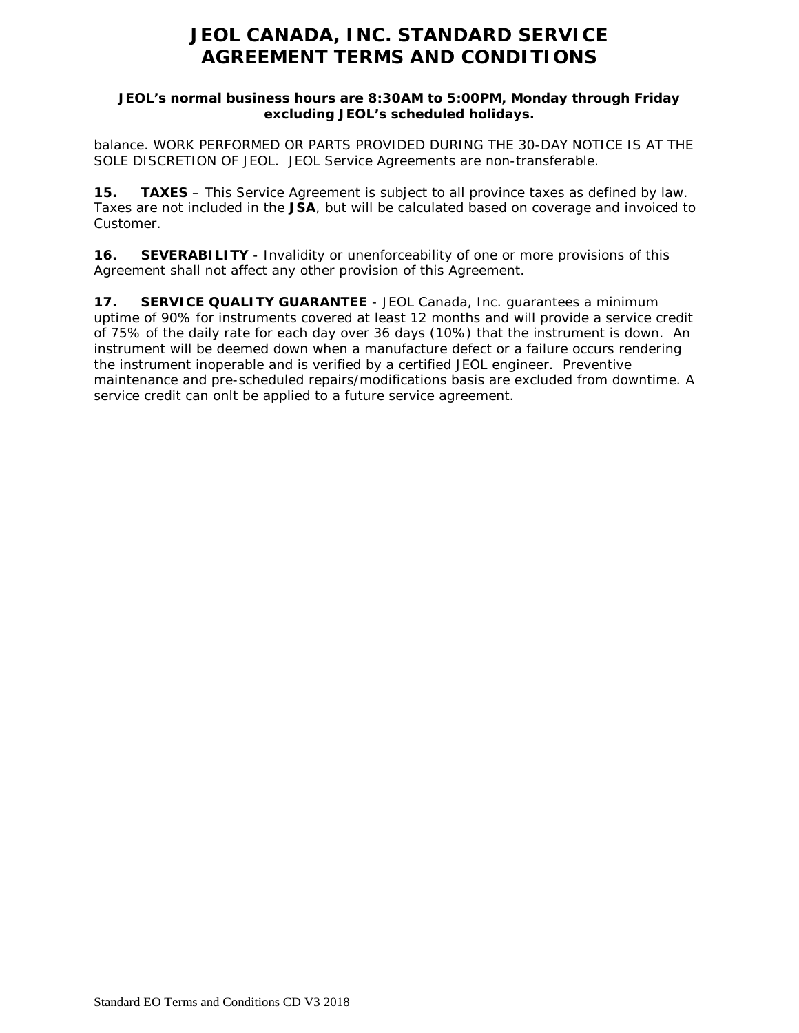balance. WORK PERFORMED OR PARTS PROVIDED DURING THE 30-DAY NOTICE IS AT THE SOLE DISCRETION OF JEOL. JEOL Service Agreements are non-transferable.

**15. TAXES** – This Service Agreement is subject to all province taxes as defined by law. Taxes are not included in the **JSA**, but will be calculated based on coverage and invoiced to Customer.

**16. SEVERABILITY** - Invalidity or unenforceability of one or more provisions of this Agreement shall not affect any other provision of this Agreement.

**17. SERVICE QUALITY GUARANTEE** - JEOL Canada, Inc. guarantees a minimum uptime of 90% for instruments covered at least 12 months and will provide a service credit of 75% of the daily rate for each day over 36 days (10%) that the instrument is down. An instrument will be deemed down when a manufacture defect or a failure occurs rendering the instrument inoperable and is verified by a certified JEOL engineer. Preventive maintenance and pre-scheduled repairs/modifications basis are excluded from downtime. A service credit can onlt be applied to a future service agreement.